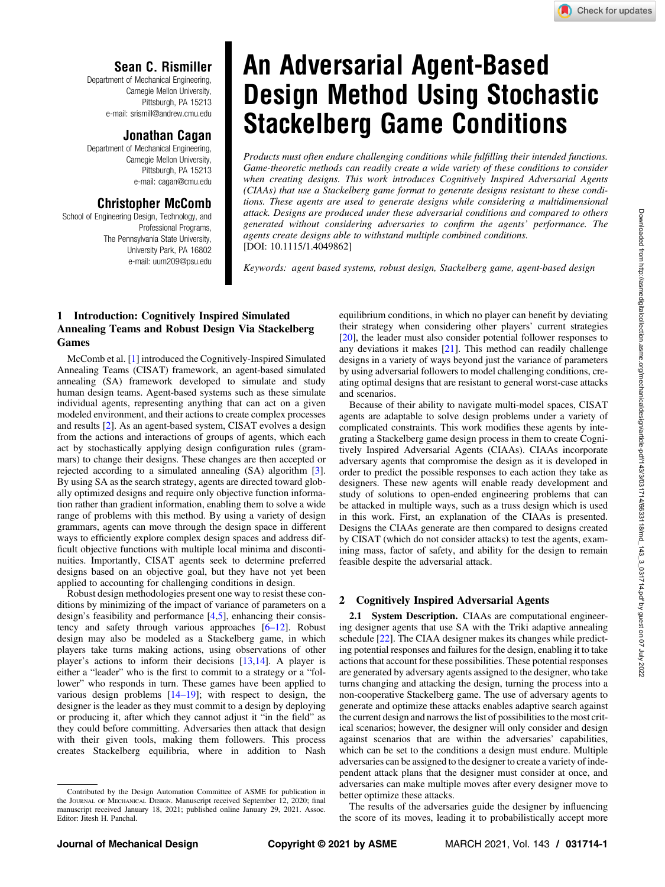# An Adversarial Agent-Based Design Method Using Stochastic Stackelberg Game Conditions

**Sean C. Rismiller**
Department of Mechanical Engineering,
Carnegie Mellon University,
Pittsburgh, PA 15213
e-mail: srismill@andrew.cmu.edu

**Jonathan Cagan**
Department of Mechanical Engineering,
Carnegie Mellon University,
Pittsburgh, PA 15213
e-mail: cagan@cmu.edu

**Christopher McComb**
School of Engineering Design, Technology, and Professional Programs,
The Pennsylvania State University,
University Park, PA 16802
e-mail: uum209@psu.edu

*Products must often endure challenging conditions while fulfilling their intended functions. Game-theoretic methods can readily create a wide variety of these conditions to consider when creating designs. This work introduces Cognitively Inspired Adversarial Agents (CIAAs) that use a Stackelberg game format to generate designs resistant to these conditions. These agents are used to generate designs while considering a multidimensional attack. Designs are produced under these adversarial conditions and compared to others generated without considering adversaries to confirm the agents' performance. The agents create designs able to withstand multiple combined conditions.*
[DOI: 10.1115/1.4049862]

*Keywords: agent based systems, robust design, Stackelberg game, agent-based design*

## 1 Introduction: Cognitively Inspired Simulated Annealing Teams and Robust Design Via Stackelberg Games

McComb et al. [1] introduced the Cognitively-Inspired Simulated Annealing Teams (CISAT) framework, an agent-based simulated annealing (SA) framework developed to simulate and study human design teams. Agent-based systems such as these simulate individual agents, representing anything that can act on a given modeled environment, and their actions to create complex processes and results [2]. As an agent-based system, CISAT evolves a design from the actions and interactions of groups of agents, which each act by stochastically applying design configuration rules (grammars) to change their designs. These changes are then accepted or rejected according to a simulated annealing (SA) algorithm [3]. By using SA as the search strategy, agents are directed toward globally optimized designs and require only objective function information rather than gradient information, enabling them to solve a wide range of problems with this method. By using a variety of design grammars, agents can move through the design space in different ways to efficiently explore complex design spaces and address difficult objective functions with multiple local minima and discontinuities. Importantly, CISAT agents seek to determine preferred designs based on an objective goal, but they have not yet been applied to accounting for challenging conditions in design.

Robust design methodologies present one way to resist these conditions by minimizing of the impact of variance of parameters on a design's feasibility and performance [4,5], enhancing their consistency and safety through various approaches [6–12]. Robust design may also be modeled as a Stackelberg game, in which players take turns making actions, using observations of other player's actions to inform their decisions [13,14]. A player is either a "leader" who is the first to commit to a strategy or a "follower" who responds in turn. These games have been applied to various design problems [14–19]; with respect to design, the designer is the leader as they must commit to a design by deploying or producing it, after which they cannot adjust it "in the field" as they could before committing. Adversaries then attack that design with their given tools, making them followers. This process creates Stackelberg equilibria, where in addition to Nash equilibrium conditions, in which no player can benefit by deviating their strategy when considering other players' current strategies [20], the leader must also consider potential follower responses to any deviations it makes [21]. This method can readily challenge designs in a variety of ways beyond just the variance of parameters by using adversarial followers to model challenging conditions, creating optimal designs that are resistant to general worst-case attacks and scenarios.

Because of their ability to navigate multi-model spaces, CISAT agents are adaptable to solve design problems under a variety of complicated constraints. This work modifies these agents by integrating a Stackelberg game design process in them to create Cognitively Inspired Adversarial Agents (CIAAs). CIAAs incorporate adversary agents that compromise the design as it is developed in order to predict the possible responses to each action they take as designers. These new agents will enable ready development and study of solutions to open-ended engineering problems that can be attacked in multiple ways, such as a truss design which is used in this work. First, an explanation of the CIAAs is presented. Designs the CIAAs generate are then compared to designs created by CISAT (which do not consider attacks) to test the agents, examining mass, factor of safety, and ability for the design to remain feasible despite the adversarial attack.

## 2 Cognitively Inspired Adversarial Agents

**2.1 System Description.** CIAAs are computational engineering designer agents that use SA with the Triki adaptive annealing schedule [22]. The CIAA designer makes its changes while predicting potential responses and failures for the design, enabling it to take actions that account for these possibilities. These potential responses are generated by adversary agents assigned to the designer, who take turns changing and attacking the design, turning the process into a non-cooperative Stackelberg game. The use of adversary agents to generate and optimize these attacks enables adaptive search against the current design and narrows the list of possibilities to the most critical scenarios; however, the designer will only consider and design against scenarios that are within the adversaries' capabilities, which can be set to the conditions a design must endure. Multiple adversaries can be assigned to the designer to create a variety of independent attack plans that the designer must consider at once, and adversaries can make multiple moves after every designer move to better optimize these attacks.

The results of the adversaries guide the designer by influencing the score of its moves, leading it to probabilistically accept more

---

Contributed by the Design Automation Committee of ASME for publication in the Journal of Mechanical Design. Manuscript received September 12, 2020; final manuscript received January 18, 2021; published online January 29, 2021. Assoc. Editor: Jitesh H. Panchal.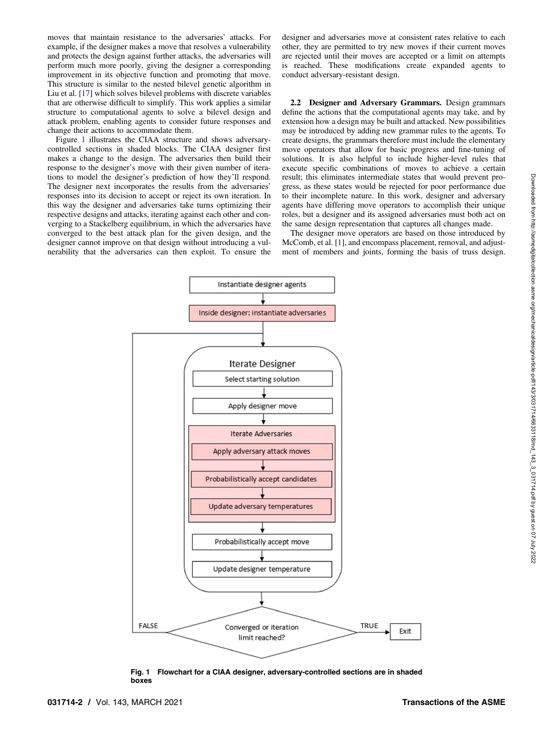moves that maintain resistance to the adversaries' attacks. For example, if the designer makes a move that resolves a vulnerability and protects the design against further attacks, the adversaries will perform much more poorly, giving the designer a corresponding improvement in its objective function and promoting that move. This structure is similar to the nested bilevel genetic algorithm in Liu et al. [17] which solves bilevel problems with discrete variables that are otherwise difficult to simplify. This work applies a similar structure to computational agents to solve a bilevel design and attack problem, enabling agents to consider future responses and change their actions to accommodate them.

Figure 1 illustrates the CIAA structure and shows adversary-controlled sections in shaded blocks. The CIAA designer first makes a change to the design. The adversaries then build their response to the designer's move with their given number of iterations to model the designer's prediction of how they'll respond. The designer next incorporates the results from the adversaries' responses into its decision to accept or reject its own iteration. In this way the designer and adversaries take turns optimizing their respective designs and attacks, iterating against each other and converging to a Stackelberg equilibrium, in which the adversaries have converged to the best attack plan for the given design, and the designer cannot improve on that design without introducing a vulnerability that the adversaries can then exploit. To ensure the designer and adversaries move at consistent rates relative to each other, they are permitted to try new moves if their current moves are rejected until their moves are accepted or a limit on attempts is reached. These modifications create expanded agents to conduct adversary-resistant design.

**2.2 Designer and Adversary Grammars.** Design grammars define the actions that the computational agents may take, and by extension how a design may be built and attacked. New possibilities may be introduced by adding new grammar rules to the agents. To create designs, the grammars therefore must include the elementary move operators that allow for basic progress and fine-tuning of solutions. It is also helpful to include higher-level rules that execute specific combinations of moves to achieve a certain result; this eliminates intermediate states that would prevent progress, as these states would be rejected for poor performance due to their incomplete nature. In this work, designer and adversary agents have differing move operators to accomplish their unique roles, but a designer and its assigned adversaries must both act on the same design representation that captures all changes made.

The designer move operators are based on those introduced by McComb, et al. [1], and encompass placement, removal, and adjustment of members and joints, forming the basis of truss design.

Instantiate designer agents → Inside designer: instantiate adversaries → Iterate Designer [Select starting solution → Apply designer move → Iterate Adversaries [Apply adversary attack moves → Probabilistically accept candidates → Update adversary temperatures] → Probabilistically accept move → Update designer temperature] → Converged or iteration limit reached? (FALSE: return to Iterate Designer; TRUE: Exit)

**Fig. 1 Flowchart for a CIAA designer, adversary-controlled sections are in shaded boxes**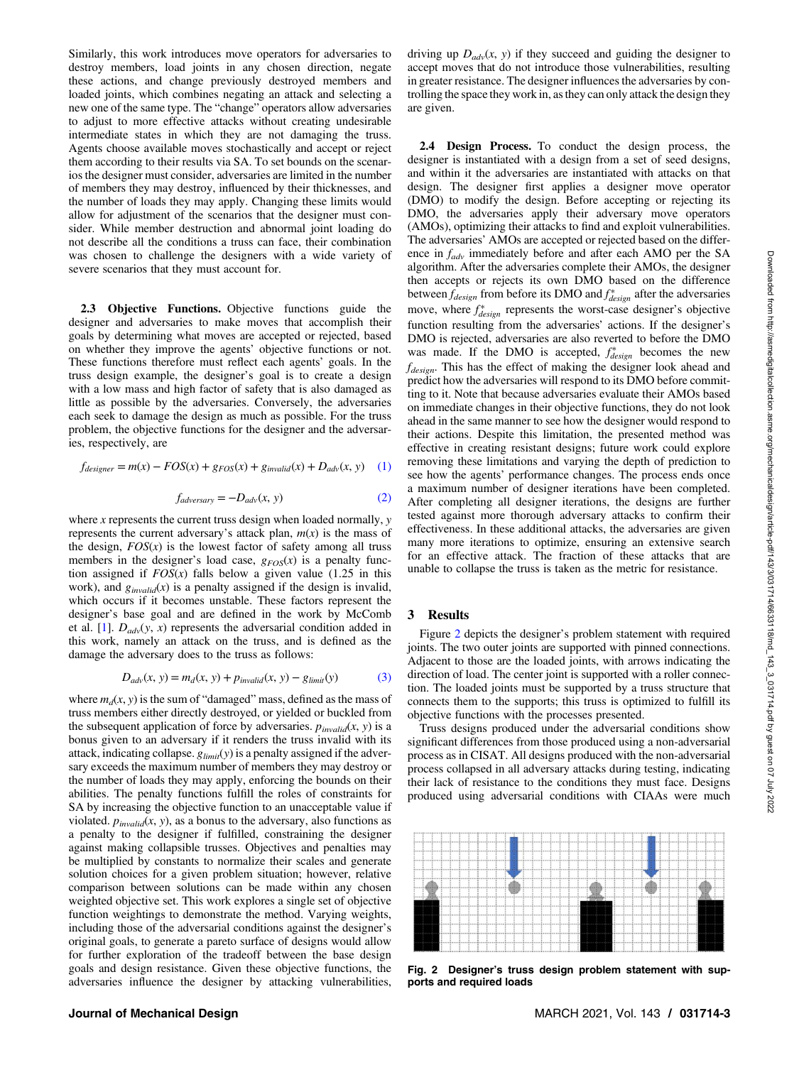Similarly, this work introduces move operators for adversaries to destroy members, load joints in any chosen direction, negate these actions, and change previously destroyed members and loaded joints, which combines negating an attack and selecting a new one of the same type. The "change" operators allow adversaries to adjust to more effective attacks without creating undesirable intermediate states in which they are not damaging the truss. Agents choose available moves stochastically and accept or reject them according to their results via SA. To set bounds on the scenarios the designer must consider, adversaries are limited in the number of members they may destroy, influenced by their thicknesses, and the number of loads they may apply. Changing these limits would allow for adjustment of the scenarios that the designer must consider. While member destruction and abnormal joint loading do not describe all the conditions a truss can face, their combination was chosen to challenge the designers with a wide variety of severe scenarios that they must account for.

**2.3 Objective Functions.** Objective functions guide the designer and adversaries to make moves that accomplish their goals by determining what moves are accepted or rejected, based on whether they improve the agents' objective functions or not. These functions therefore must reflect each agents' goals. In the truss design example, the designer's goal is to create a design with a low mass and high factor of safety that is also damaged as little as possible by the adversaries. Conversely, the adversaries each seek to damage the design as much as possible. For the truss problem, the objective functions for the designer and the adversaries, respectively, are

$$f_{designer} = m(x) - FOS(x) + g_{FOS}(x) + g_{invalid}(x) + D_{adv}(x, y) \quad (1)$$

$$f_{adversary} = -D_{adv}(x, y) \quad (2)$$

where $x$ represents the current truss design when loaded normally, $y$ represents the current adversary's attack plan, $m(x)$ is the mass of the design, $FOS(x)$ is the lowest factor of safety among all truss members in the designer's load case, $g_{FOS}(x)$ is a penalty function assigned if $FOS(x)$ falls below a given value (1.25 in this work), and $g_{invalid}(x)$ is a penalty assigned if the design is invalid, which occurs if it becomes unstable. These factors represent the designer's base goal and are defined in the work by McComb et al. [1]. $D_{adv}(y, x)$ represents the adversarial condition added in this work, namely an attack on the truss, and is defined as the damage the adversary does to the truss as follows:

$$D_{adv}(x, y) = m_d(x, y) + p_{invalid}(x, y) - g_{limit}(y) \quad (3)$$

where $m_d(x, y)$ is the sum of "damaged" mass, defined as the mass of truss members either directly destroyed, or yielded or buckled from the subsequent application of force by adversaries. $p_{invalid}(x, y)$ is a bonus given to an adversary if it renders the truss invalid with its attack, indicating collapse. $g_{limit}(y)$ is a penalty assigned if the adversary exceeds the maximum number of members they may destroy or the number of loads they may apply, enforcing the bounds on their abilities. The penalty functions fulfill the roles of constraints for SA by increasing the objective function to an unacceptable value if violated. $p_{invalid}(x, y)$, as a bonus to the adversary, also functions as a penalty to the designer if fulfilled, constraining the designer against making collapsible trusses. Objectives and penalties may be multiplied by constants to normalize their scales and generate solution choices for a given problem situation; however, relative comparison between solutions can be made within any chosen weighted objective set. This work explores a single set of objective function weightings to demonstrate the method. Varying weights, including those of the adversarial conditions against the designer's original goals, to generate a pareto surface of designs would allow for further exploration of the tradeoff between the base design goals and design resistance. Given these objective functions, the adversaries influence the designer by attacking vulnerabilities, driving up $D_{adv}(x, y)$ if they succeed and guiding the designer to accept moves that do not introduce those vulnerabilities, resulting in greater resistance. The designer influences the adversaries by controlling the space they work in, as they can only attack the design they are given.

**2.4 Design Process.** To conduct the design process, the designer is instantiated with a design from a set of seed designs, and within it the adversaries are instantiated with attacks on that design. The designer first applies a designer move operator (DMO) to modify the design. Before accepting or rejecting its DMO, the adversaries apply their adversary move operators (AMOs), optimizing their attacks to find and exploit vulnerabilities. The adversaries' AMOs are accepted or rejected based on the difference in $f_{adv}$ immediately before and after each AMO per the SA algorithm. After the adversaries complete their AMOs, the designer then accepts or rejects its own DMO based on the difference between $f_{design}$ from before its DMO and $f^*_{design}$ after the adversaries move, where $f^*_{design}$ represents the worst-case designer's objective function resulting from the adversaries' actions. If the designer's DMO is rejected, adversaries are also reverted to before the DMO was made. If the DMO is accepted, $f^*_{design}$ becomes the new $f_{design}$. This has the effect of making the designer look ahead and predict how the adversaries will respond to its DMO before committing to it. Note that because adversaries evaluate their AMOs based on immediate changes in their objective functions, they do not look ahead in the same manner to see how the designer would respond to their actions. Despite this limitation, the presented method was effective in creating resistant designs; future work could explore removing these limitations and varying the depth of prediction to see how the agents' performance changes. The process ends once a maximum number of designer iterations have been completed. After completing all designer iterations, the designs are further tested against more thorough adversary attacks to confirm their effectiveness. In these additional attacks, the adversaries are given many more iterations to optimize, ensuring an extensive search for an effective attack. The fraction of these attacks that are unable to collapse the truss is taken as the metric for resistance.

## 3 Results

Figure 2 depicts the designer's problem statement with required joints. The two outer joints are supported with pinned connections. Adjacent to those are the loaded joints, with arrows indicating the direction of load. The center joint is supported with a roller connection. The loaded joints must be supported by a truss structure that connects them to the supports; this truss is optimized to fulfill its objective functions with the processes presented.

Truss designs produced under the adversarial conditions show significant differences from those produced using a non-adversarial process as in CISAT. All designs produced with the non-adversarial process collapsed in all adversary attacks during testing, indicating their lack of resistance to the conditions they must face. Designs produced using adversarial conditions with CIAAs were much

**Fig. 2 Designer's truss design problem statement with supports and required loads**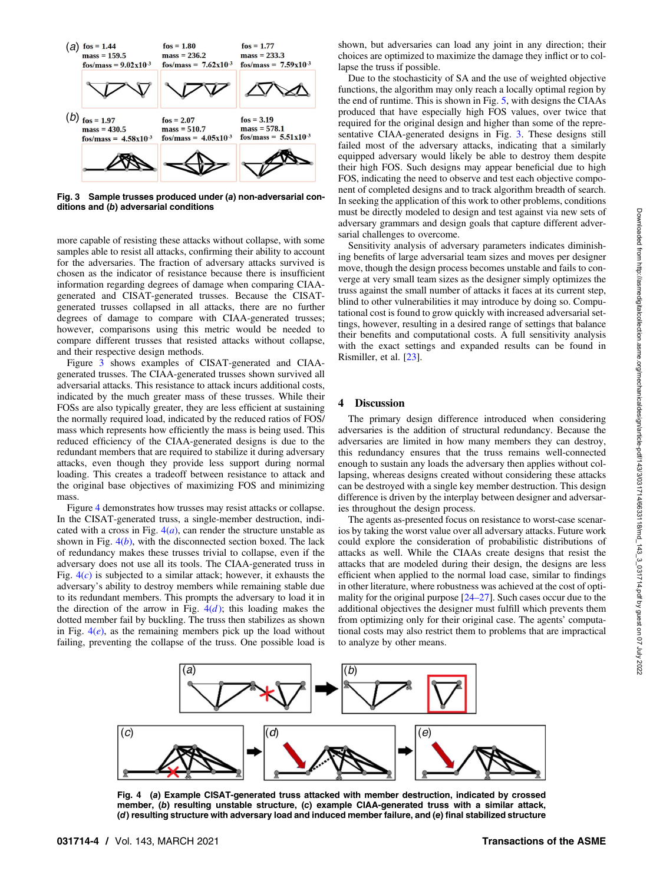Fig. 3 Sample trusses produced under (*a*) non-adversarial conditions and (*b*) adversarial conditions

more capable of resisting these attacks without collapse, with some samples able to resist all attacks, confirming their ability to account for the adversaries. The fraction of adversary attacks survived is chosen as the indicator of resistance because there is insufficient information regarding degrees of damage when comparing CIAA-generated and CISAT-generated trusses. Because the CISAT-generated trusses collapsed in all attacks, there are no further degrees of damage to compare with CIAA-generated trusses; however, comparisons using this metric would be needed to compare different trusses that resisted attacks without collapse, and their respective design methods.

Figure 3 shows examples of CISAT-generated and CIAA-generated trusses. The CIAA-generated trusses shown survived all adversarial attacks. This resistance to attack incurs additional costs, indicated by the much greater mass of these trusses. While their FOSs are also typically greater, they are less efficient at sustaining the normally required load, indicated by the reduced ratios of FOS/mass which represents how efficiently the mass is being used. This reduced efficiency of the CIAA-generated designs is due to the redundant members that are required to stabilize it during adversary attacks, even though they provide less support during normal loading. This creates a tradeoff between resistance to attack and the original base objectives of maximizing FOS and minimizing mass.

Figure 4 demonstrates how trusses may resist attacks or collapse. In the CISAT-generated truss, a single-member destruction, indicated with a cross in Fig. 4(*a*), can render the structure unstable as shown in Fig. 4(*b*), with the disconnected section boxed. The lack of redundancy makes these trusses trivial to collapse, even if the adversary does not use all its tools. The CIAA-generated truss in Fig. 4(*c*) is subjected to a similar attack; however, it exhausts the adversary's ability to destroy members while remaining stable due to its redundant members. This prompts the adversary to load it in the direction of the arrow in Fig. 4(*d*); this loading makes the dotted member fail by buckling. The truss then stabilizes as shown in Fig. 4(*e*), as the remaining members pick up the load without failing, preventing the collapse of the truss. One possible load is shown, but adversaries can load any joint in any direction; their choices are optimized to maximize the damage they inflict or to collapse the truss if possible.

Due to the stochasticity of SA and the use of weighted objective functions, the algorithm may only reach a locally optimal region by the end of runtime. This is shown in Fig. 5, with designs the CIAAs produced that have especially high FOS values, over twice that required for the original design and higher than some of the representative CIAA-generated designs in Fig. 3. These designs still failed most of the adversary attacks, indicating that a similarly equipped adversary would likely be able to destroy them despite their high FOS. Such designs may appear beneficial due to high FOS, indicating the need to observe and test each objective component of completed designs and to track algorithm breadth of search. In seeking the application of this work to other problems, conditions must be directly modeled to design and test against via new sets of adversary grammars and design goals that capture different adversarial challenges to overcome.

Sensitivity analysis of adversary parameters indicates diminishing benefits of large adversarial team sizes and moves per designer move, though the design process becomes unstable and fails to converge at very small team sizes as the designer simply optimizes the truss against the small number of attacks it faces at its current step, blind to other vulnerabilities it may introduce by doing so. Computational cost is found to grow quickly with increased adversarial settings, however, resulting in a desired range of settings that balance their benefits and computational costs. A full sensitivity analysis with the exact settings and expanded results can be found in Rismiller, et al. [23].

## 4 Discussion

The primary design difference introduced when considering adversaries is the addition of structural redundancy. Because the adversaries are limited in how many members they can destroy, this redundancy ensures that the truss remains well-connected enough to sustain any loads the adversary then applies without collapsing, whereas designs created without considering these attacks can be destroyed with a single key member destruction. This design difference is driven by the interplay between designer and adversaries throughout the design process.

The agents as-presented focus on resistance to worst-case scenarios by taking the worst value over all adversary attacks. Future work could explore the consideration of probabilistic distributions of attacks as well. While the CIAAs create designs that resist the attacks that are modeled during their design, the designs are less efficient when applied to the normal load case, similar to findings in other literature, where robustness was achieved at the cost of optimality for the original purpose [24–27]. Such cases occur due to the additional objectives the designer must fulfill which prevents them from optimizing only for their original case. The agents' computational costs may also restrict them to problems that are impractical to analyze by other means.

Fig. 4 (*a*) Example CISAT-generated truss attacked with member destruction, indicated by crossed member, (*b*) resulting unstable structure, (*c*) example CIAA-generated truss with a similar attack, (*d*) resulting structure with adversary load and induced member failure, and (*e*) final stabilized structure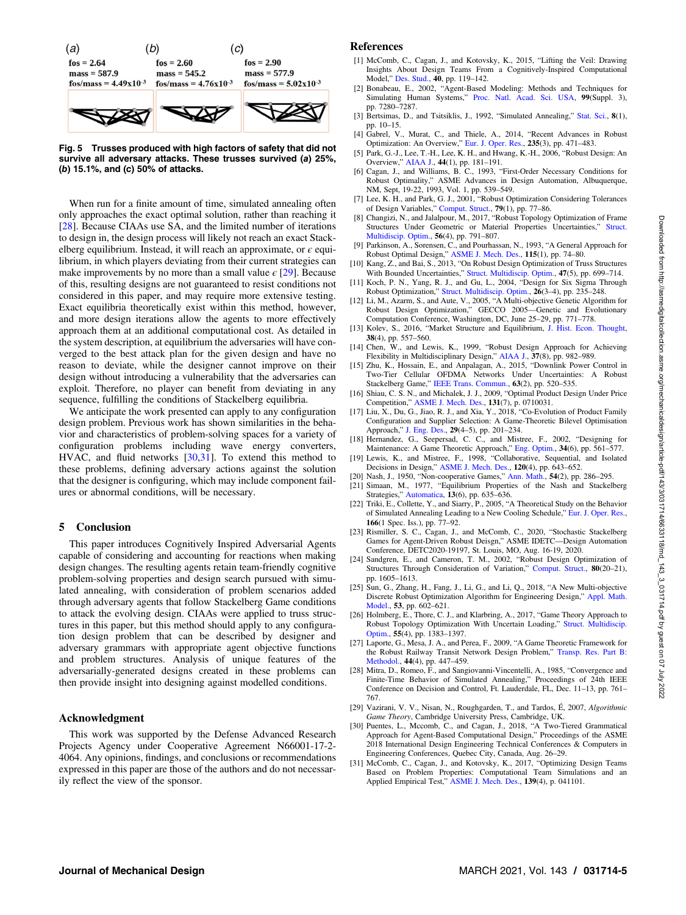(a)

fos = 2.64
mass = 587.9
fos/mass = $4.49 \times 10^{-3}$

(b)

fos = 2.60
mass = 545.2
fos/mass = $4.76 \times 10^{-3}$

(c)

fos = 2.90
mass = 577.9
fos/mass = $5.02 \times 10^{-3}$

**Fig. 5 Trusses produced with high factors of safety that did not survive all adversary attacks. These trusses survived (a) 25%, (b) 15.1%, and (c) 50% of attacks.**

When run for a finite amount of time, simulated annealing often only approaches the exact optimal solution, rather than reaching it [28]. Because CIAAs use SA, and the limited number of iterations to design in, the design process will likely not reach an exact Stackelberg equilibrium. Instead, it will reach an approximate, or $\epsilon$ equilibrium, in which players deviating from their current strategies can make improvements by no more than a small value $\epsilon$ [29]. Because of this, resulting designs are not guaranteed to resist conditions not considered in this paper, and may require more extensive testing. Exact equilibria theoretically exist within this method, however, and more design iterations allow the agents to more effectively approach them at an additional computational cost. As detailed in the system description, at equilibrium the adversaries will have converged to the best attack plan for the given design and have no reason to deviate, while the designer cannot improve on their design without introducing a vulnerability that the adversaries can exploit. Therefore, no player can benefit from deviating in any sequence, fulfilling the conditions of Stackelberg equilibria.

We anticipate the work presented can apply to any configuration design problem. Previous work has shown similarities in the behavior and characteristics of problem-solving spaces for a variety of configuration problems including wave energy converters, HVAC, and fluid networks [30,31]. To extend this method to these problems, defining adversary actions against the solution that the designer is configuring, which may include component failures or abnormal conditions, will be necessary.

## 5 Conclusion

This paper introduces Cognitively Inspired Adversarial Agents capable of considering and accounting for reactions when making design changes. The resulting agents retain team-friendly cognitive problem-solving properties and design search pursued with simulated annealing, with consideration of problem scenarios added through adversary agents that follow Stackelberg Game conditions to attack the evolving design. CIAAs were applied to truss structures in this paper, but this method should apply to any configuration design problem that can be described by designer and adversary grammars with appropriate agent objective functions and problem structures. Analysis of unique features of the adversarially-generated designs created in these problems can then provide insight into designing against modelled conditions.

## Acknowledgment

This work was supported by the Defense Advanced Research Projects Agency under Cooperative Agreement N66001-17-2-4064. Any opinions, findings, and conclusions or recommendations expressed in this paper are those of the authors and do not necessarily reflect the view of the sponsor.

## References

[1] McComb, C., Cagan, J., and Kotovsky, K., 2015, "Lifting the Veil: Drawing Insights About Design Teams From a Cognitively-Inspired Computational Model," Des. Stud., **40**, pp. 119–142.

[2] Bonabeau, E., 2002, "Agent-Based Modeling: Methods and Techniques for Simulating Human Systems," Proc. Natl. Acad. Sci. USA, **99**(Suppl. 3), pp. 7280–7287.

[3] Bertsimas, D., and Tsitsiklis, J., 1992, "Simulated Annealing," Stat. Sci., **8**(1), pp. 10–15.

[4] Gabrel, V., Murat, C., and Thiele, A., 2014, "Recent Advances in Robust Optimization: An Overview," Eur. J. Oper. Res., **235**(3), pp. 471–483.

[5] Park, G.-J., Lee, T.-H., Lee, K. H., and Hwang, K.-H., 2006, "Robust Design: An Overview," AIAA J., **44**(1), pp. 181–191.

[6] Cagan, J., and Williams, B. C., 1993, "First-Order Necessary Conditions for Robust Optimality," ASME Advances in Design Automation, Albuquerque, NM, Sept, 19-22, 1993, Vol. 1, pp. 539–549.

[7] Lee, K. H., and Park, G. J., 2001, "Robust Optimization Considering Tolerances of Design Variables," Comput. Struct., **79**(1), pp. 77–86.

[8] Changizi, N., and Jalalpour, M., 2017, "Robust Topology Optimization of Frame Structures Under Geometric or Material Properties Uncertainties," Struct. Multidiscip. Optim., **56**(4), pp. 791–807.

[9] Parkinson, A., Sorensen, C., and Pourhassan, N., 1993, "A General Approach for Robust Optimal Design," ASME J. Mech. Des., **115**(1), pp. 74–80.

[10] Kang, Z., and Bai, S., 2013, "On Robust Design Optimization of Truss Structures With Bounded Uncertainties," Struct. Multidiscip. Optim., **47**(5), pp. 699–714.

[11] Koch, P. N., Yang, R. J., and Gu, L., 2004, "Design for Six Sigma Through Robust Optimization," Struct. Multidiscip. Optim., **26**(3–4), pp. 235–248.

[12] Li, M., Azarm, S., and Aute, V., 2005, "A Multi-objective Genetic Algorithm for Robust Design Optimization," GECCO 2005—Genetic and Evolutionary Computation Conference, Washington, DC, June 25–29, pp. 771–778.

[13] Kolev, S., 2016, "Market Structure and Equilibrium, J. Hist. Econ. Thought, **38**(4), pp. 557–560.

[14] Chen, W., and Lewis, K., 1999, "Robust Design Approach for Achieving Flexibility in Multidisciplinary Design," AIAA J., **37**(8), pp. 982–989.

[15] Zhu, K., Hossain, E., and Anpalagan, A., 2015, "Downlink Power Control in Two-Tier Cellular OFDMA Networks Under Uncertainties: A Robust Stackelberg Game," IEEE Trans. Commun., **63**(2), pp. 520–535.

[16] Shiau, C. S. N., and Michalek, J. J., 2009, "Optimal Product Design Under Price Competition," ASME J. Mech. Des., **131**(7), p. 0710031.

[17] Liu, X., Du, G., Jiao, R. J., and Xia, Y., 2018, "Co-Evolution of Product Family Configuration and Supplier Selection: A Game-Theoretic Bilevel Optimisation Approach," J. Eng. Des., **29**(4–5), pp. 201–234.

[18] Hernandez, G., Seepersad, C. C., and Mistree, F., 2002, "Designing for Maintenance: A Game Theoretic Approach," Eng. Optim., **34**(6), pp. 561–577.

[19] Lewis, K., and Mistree, F., 1998, "Collaborative, Sequential, and Isolated Decisions in Design," ASME J. Mech. Des., **120**(4), pp. 643–652.

[20] Nash, J., 1950, "Non-cooperative Games," Ann. Math., **54**(2), pp. 286–295.

[21] Simaan, M., 1977, "Equilibrium Properties of the Nash and Stackelberg Strategies," Automatica, **13**(6), pp. 635–636.

[22] Triki, E., Collette, Y., and Siarry, P., 2005, "A Theoretical Study on the Behavior of Simulated Annealing Leading to a New Cooling Schedule," Eur. J. Oper. Res., **166**(1 Spec. Iss.), pp. 77–92.

[23] Rismiller, S. C., Cagan, J., and McComb, C., 2020, "Stochastic Stackelberg Games for Agent-Driven Robust Deisgn," ASME IDETC—Design Automation Conference, DETC2020-19197, St. Louis, MO, Aug. 16-19, 2020.

[24] Sandgren, E., and Cameron, T. M., 2002, "Robust Design Optimization of Structures Through Consideration of Variation," Comput. Struct., **80**(20–21), pp. 1605–1613.

[25] Sun, G., Zhang, H., Fang, J., Li, G., and Li, Q., 2018, "A New Multi-objective Discrete Robust Optimization Algorithm for Engineering Design," Appl. Math. Model., **53**, pp. 602–621.

[26] Holmberg, E., Thore, C. J., and Klarbring, A., 2017, "Game Theory Approach to Robust Topology Optimization With Uncertain Loading," Struct. Multidiscip. Optim., **55**(4), pp. 1383–1397.

[27] Laporte, G., Mesa, J. A., and Perea, F., 2009, "A Game Theoretic Framework for the Robust Railway Transit Network Design Problem," Transp. Res. Part B: Methodol., **44**(4), pp. 447–459.

[28] Mitra, D., Romeo, F., and Sangiovanni-Vincentelli, A., 1985, "Convergence and Finite-Time Behavior of Simulated Annealing," Proceedings of 24th IEEE Conference on Decision and Control, Ft. Lauderdale, FL, Dec. 11–13, pp. 761–767.

[29] Vazirani, V. V., Nisan, N., Roughgarden, T., and Tardos, É, 2007, *Algorithmic Game Theory*, Cambridge University Press, Cambridge, UK.

[30] Puentes, L., Mccomb, C., and Cagan, J., 2018, "A Two-Tiered Grammatical Approach for Agent-Based Computational Design," Proceedings of the ASME 2018 International Design Engineering Technical Conferences & Computers in Engineering Conferences, Quebec City, Canada, Aug. 26–29.

[31] McComb, C., Cagan, J., and Kotovsky, K., 2017, "Optimizing Design Teams Based on Problem Properties: Computational Team Simulations and an Applied Empirical Test," ASME J. Mech. Des., **139**(4), p. 041101.